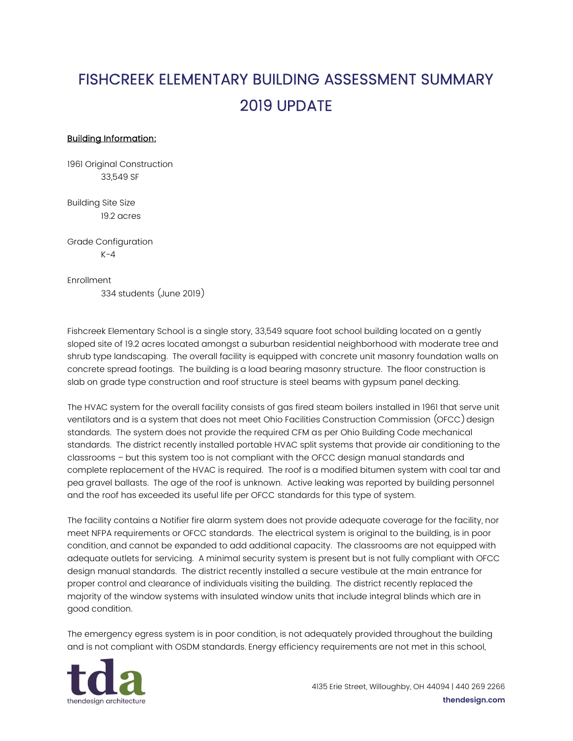# FISHCREEK ELEMENTARY BUILDING ASSESSMENT SUMMARY 2019 UPDATE

**Building Information:**

1961 Original Construction
33,549 SF

Building Site Size
19.2 acres

Grade Configuration
K-4

Enrollment
334 students (June 2019)

Fishcreek Elementary School is a single story, 33,549 square foot school building located on a gently sloped site of 19.2 acres located amongst a suburban residential neighborhood with moderate tree and shrub type landscaping. The overall facility is equipped with concrete unit masonry foundation walls on concrete spread footings. The building is a load bearing masonry structure. The floor construction is slab on grade type construction and roof structure is steel beams with gypsum panel decking.

The HVAC system for the overall facility consists of gas fired steam boilers installed in 1961 that serve unit ventilators and is a system that does not meet Ohio Facilities Construction Commission (OFCC) design standards. The system does not provide the required CFM as per Ohio Building Code mechanical standards. The district recently installed portable HVAC split systems that provide air conditioning to the classrooms – but this system too is not compliant with the OFCC design manual standards and complete replacement of the HVAC is required. The roof is a modified bitumen system with coal tar and pea gravel ballasts. The age of the roof is unknown. Active leaking was reported by building personnel and the roof has exceeded its useful life per OFCC standards for this type of system.

The facility contains a Notifier fire alarm system does not provide adequate coverage for the facility, nor meet NFPA requirements or OFCC standards. The electrical system is original to the building, is in poor condition, and cannot be expanded to add additional capacity. The classrooms are not equipped with adequate outlets for servicing. A minimal security system is present but is not fully compliant with OFCC design manual standards. The district recently installed a secure vestibule at the main entrance for proper control and clearance of individuals visiting the building. The district recently replaced the majority of the window systems with insulated window units that include integral blinds which are in good condition.

The emergency egress system is in poor condition, is not adequately provided throughout the building and is not compliant with OSDM standards. Energy efficiency requirements are not met in this school,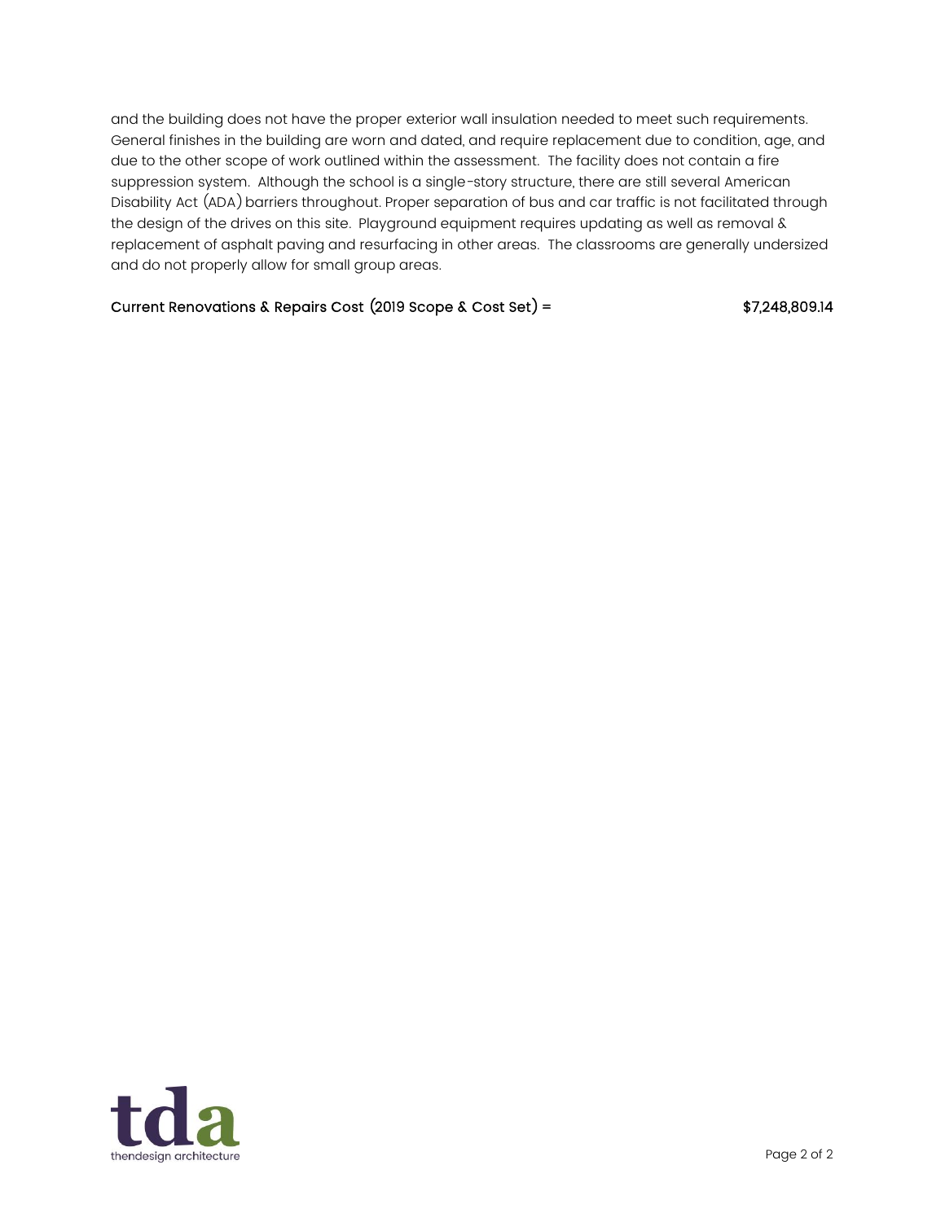and the building does not have the proper exterior wall insulation needed to meet such requirements. General finishes in the building are worn and dated, and require replacement due to condition, age, and due to the other scope of work outlined within the assessment. The facility does not contain a fire suppression system. Although the school is a single-story structure, there are still several American Disability Act (ADA) barriers throughout. Proper separation of bus and car traffic is not facilitated through the design of the drives on this site. Playground equipment requires updating as well as removal & replacement of asphalt paving and resurfacing in other areas. The classrooms are generally undersized and do not properly allow for small group areas.

Current Renovations & Repairs Cost (2019 Scope & Cost Set) = $7,248,809.14